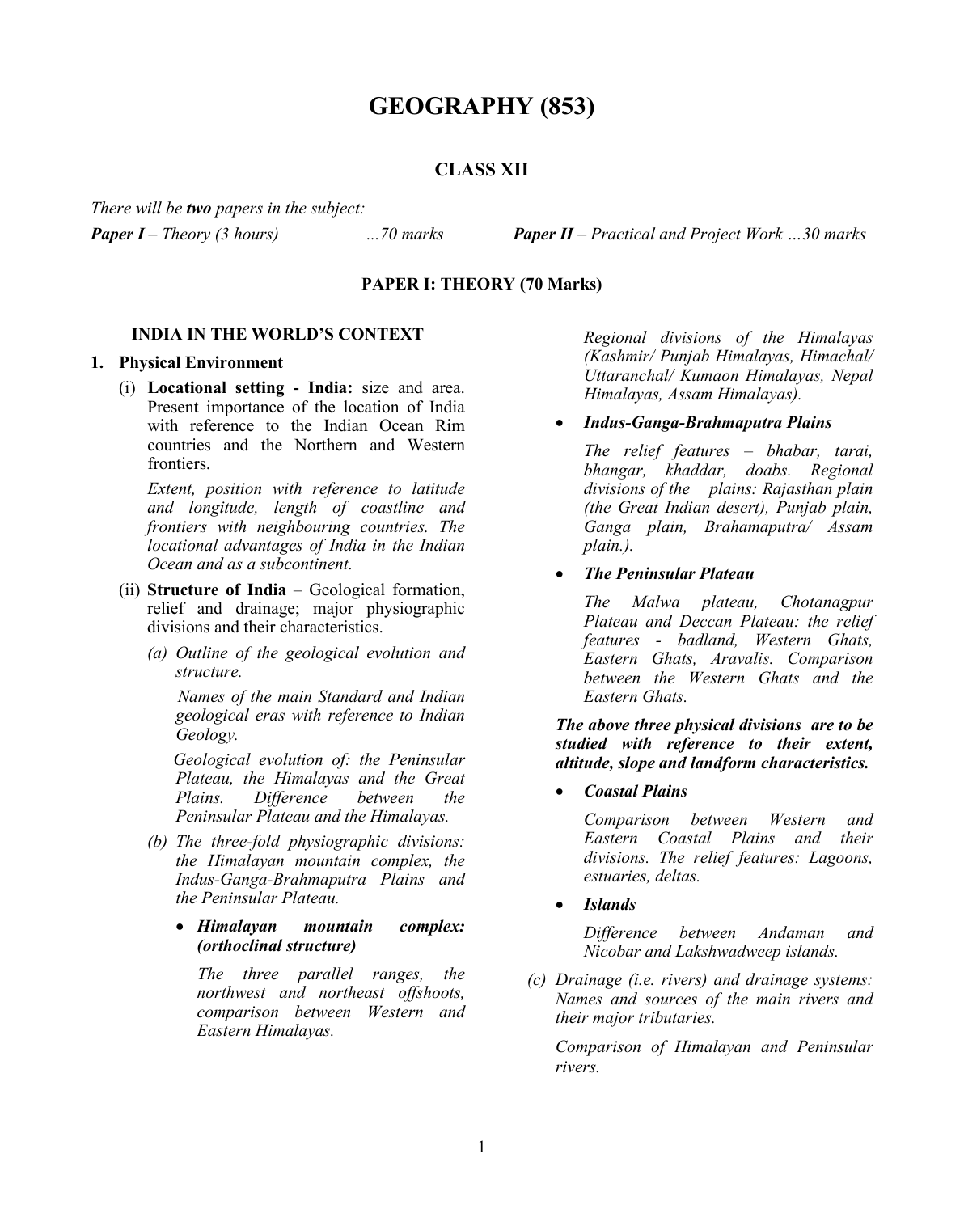# GEOGRAPHY (853)

## CLASS XII

*There will be **two** papers in the subject:*

***Paper I** – Theory (3 hours) …70 marks* ***Paper II** – Practical and Project Work …30 marks*

### PAPER I: THEORY (70 Marks)

#### INDIA IN THE WORLD'S CONTEXT

**1. Physical Environment**

(i) **Locational setting - India:** size and area. Present importance of the location of India with reference to the Indian Ocean Rim countries and the Northern and Western frontiers.

*Extent, position with reference to latitude and longitude, length of coastline and frontiers with neighbouring countries. The locational advantages of India in the Indian Ocean and as a subcontinent.*

(ii) **Structure of India** – Geological formation, relief and drainage; major physiographic divisions and their characteristics.

*(a) Outline of the geological evolution and structure.*

*Names of the main Standard and Indian geological eras with reference to Indian Geology.*

*Geological evolution of: the Peninsular Plateau, the Himalayas and the Great Plains. Difference between the Peninsular Plateau and the Himalayas.*

*(b) The three-fold physiographic divisions: the Himalayan mountain complex, the Indus-Ganga-Brahmaputra Plains and the Peninsular Plateau.*

- ***Himalayan mountain complex: (orthoclinal structure)***

  *The three parallel ranges, the northwest and northeast offshoots, comparison between Western and Eastern Himalayas.*

  *Regional divisions of the Himalayas (Kashmir/ Punjab Himalayas, Himachal/ Uttaranchal/ Kumaon Himalayas, Nepal Himalayas, Assam Himalayas).*

- ***Indus-Ganga-Brahmaputra Plains***

  *The relief features – bhabar, tarai, bhangar, khaddar, doabs. Regional divisions of the plains: Rajasthan plain (the Great Indian desert), Punjab plain, Ganga plain, Brahamaputra/ Assam plain.).*

- ***The Peninsular Plateau***

  *The Malwa plateau, Chotanagpur Plateau and Deccan Plateau: the relief features - badland, Western Ghats, Eastern Ghats, Aravalis. Comparison between the Western Ghats and the Eastern Ghats.*

***The above three physical divisions are to be studied with reference to their extent, altitude, slope and landform characteristics.***

- ***Coastal Plains***

  *Comparison between Western and Eastern Coastal Plains and their divisions. The relief features: Lagoons, estuaries, deltas.*

- ***Islands***

  *Difference between Andaman and Nicobar and Lakshwadweep islands.*

*(c) Drainage (i.e. rivers) and drainage systems: Names and sources of the main rivers and their major tributaries.*

*Comparison of Himalayan and Peninsular rivers.*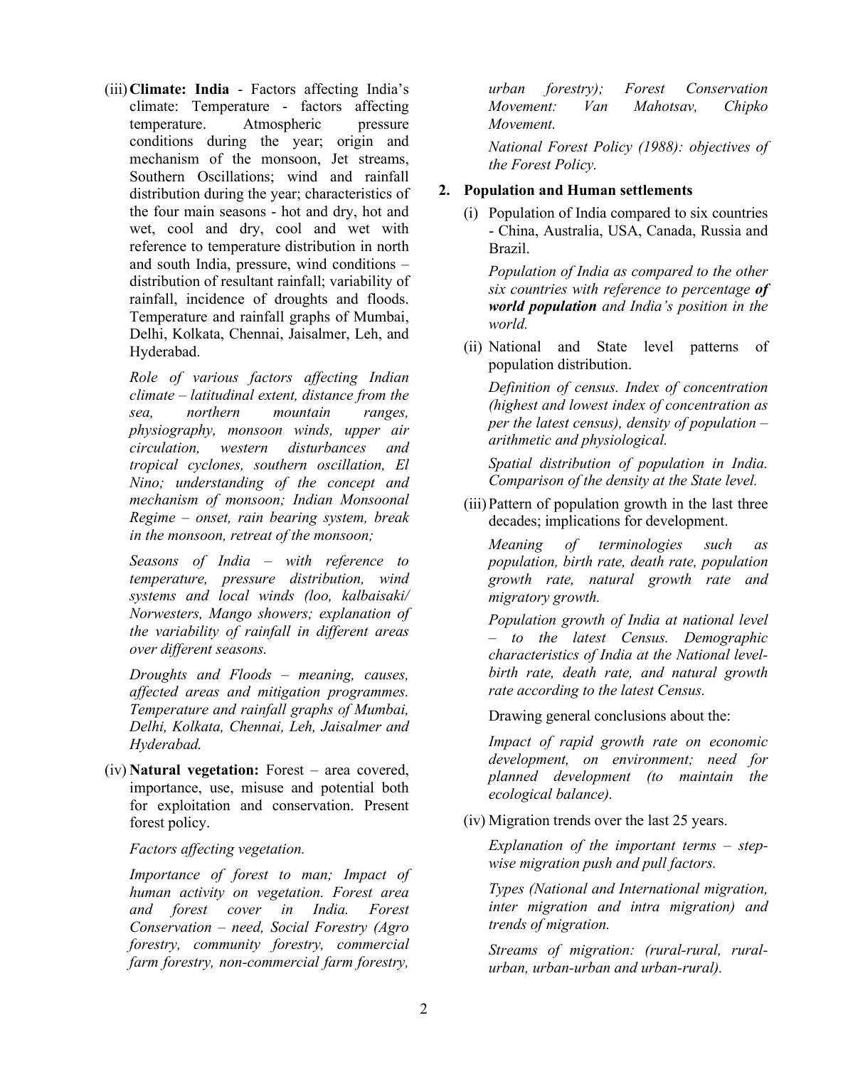(iii) **Climate: India** - Factors affecting India's climate: Temperature - factors affecting temperature. Atmospheric pressure conditions during the year; origin and mechanism of the monsoon, Jet streams, Southern Oscillations; wind and rainfall distribution during the year; characteristics of the four main seasons - hot and dry, hot and wet, cool and dry, cool and wet with reference to temperature distribution in north and south India, pressure, wind conditions – distribution of resultant rainfall; variability of rainfall, incidence of droughts and floods. Temperature and rainfall graphs of Mumbai, Delhi, Kolkata, Chennai, Jaisalmer, Leh, and Hyderabad.

*Role of various factors affecting Indian climate – latitudinal extent, distance from the sea, northern mountain ranges, physiography, monsoon winds, upper air circulation, western disturbances and tropical cyclones, southern oscillation, El Nino; understanding of the concept and mechanism of monsoon; Indian Monsoonal Regime – onset, rain bearing system, break in the monsoon, retreat of the monsoon;*

*Seasons of India – with reference to temperature, pressure distribution, wind systems and local winds (loo, kalbaisaki/ Norwesters, Mango showers; explanation of the variability of rainfall in different areas over different seasons.*

*Droughts and Floods – meaning, causes, affected areas and mitigation programmes. Temperature and rainfall graphs of Mumbai, Delhi, Kolkata, Chennai, Leh, Jaisalmer and Hyderabad.*

(iv) **Natural vegetation:** Forest – area covered, importance, use, misuse and potential both for exploitation and conservation. Present forest policy.

*Factors affecting vegetation.*

*Importance of forest to man; Impact of human activity on vegetation. Forest area and forest cover in India. Forest Conservation – need, Social Forestry (Agro forestry, community forestry, commercial farm forestry, non-commercial farm forestry, urban forestry); Forest Conservation Movement: Van Mahotsav, Chipko Movement.*

*National Forest Policy (1988): objectives of the Forest Policy.*

**2. Population and Human settlements**

(i) Population of India compared to six countries - China, Australia, USA, Canada, Russia and Brazil.

*Population of India as compared to the other six countries with reference to percentage* ***of world population*** *and India's position in the world.*

(ii) National and State level patterns of population distribution.

*Definition of census. Index of concentration (highest and lowest index of concentration as per the latest census), density of population – arithmetic and physiological.*

*Spatial distribution of population in India. Comparison of the density at the State level.*

(iii) Pattern of population growth in the last three decades; implications for development.

*Meaning of terminologies such as population, birth rate, death rate, population growth rate, natural growth rate and migratory growth.*

*Population growth of India at national level – to the latest Census. Demographic characteristics of India at the National level-birth rate, death rate, and natural growth rate according to the latest Census.*

Drawing general conclusions about the:

*Impact of rapid growth rate on economic development, on environment; need for planned development (to maintain the ecological balance).*

(iv) Migration trends over the last 25 years.

*Explanation of the important terms – step-wise migration push and pull factors.*

*Types (National and International migration, inter migration and intra migration) and trends of migration.*

*Streams of migration: (rural-rural, rural-urban, urban-urban and urban-rural).*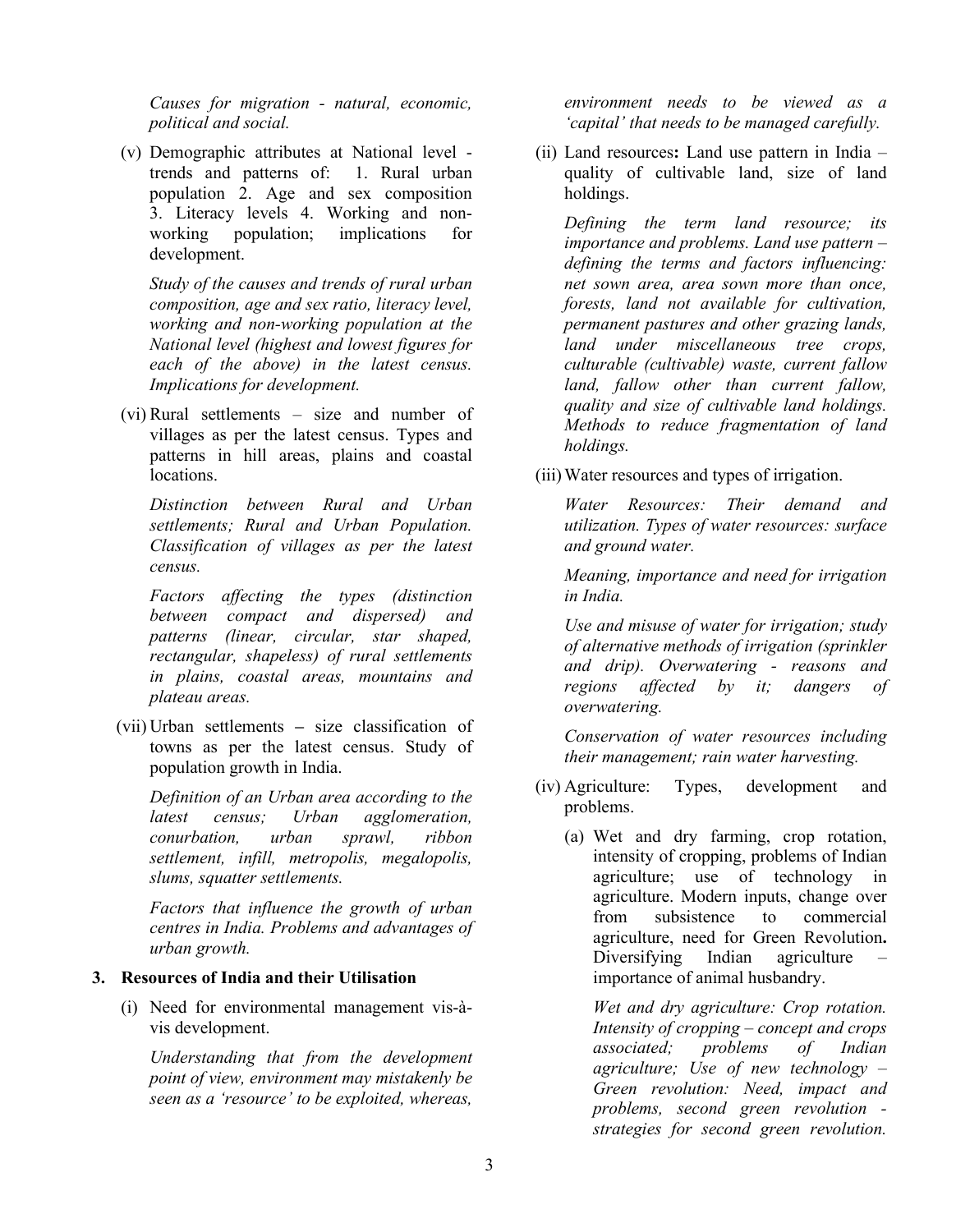*Causes for migration - natural, economic, political and social.*

(v) Demographic attributes at National level - trends and patterns of: 1. Rural urban population 2. Age and sex composition 3. Literacy levels 4. Working and non-working population; implications for development.

*Study of the causes and trends of rural urban composition, age and sex ratio, literacy level, working and non-working population at the National level (highest and lowest figures for each of the above) in the latest census. Implications for development.*

(vi) Rural settlements – size and number of villages as per the latest census. Types and patterns in hill areas, plains and coastal locations.

*Distinction between Rural and Urban settlements; Rural and Urban Population. Classification of villages as per the latest census.*

*Factors affecting the types (distinction between compact and dispersed) and patterns (linear, circular, star shaped, rectangular, shapeless) of rural settlements in plains, coastal areas, mountains and plateau areas.*

(vii) Urban settlements **–** size classification of towns as per the latest census. Study of population growth in India.

*Definition of an Urban area according to the latest census; Urban agglomeration, conurbation, urban sprawl, ribbon settlement, infill, metropolis, megalopolis, slums, squatter settlements.*

*Factors that influence the growth of urban centres in India. Problems and advantages of urban growth.*

**3. Resources of India and their Utilisation**

(i) Need for environmental management vis-à-vis development.

*Understanding that from the development point of view, environment may mistakenly be seen as a 'resource' to be exploited, whereas, environment needs to be viewed as a 'capital' that needs to be managed carefully.*

(ii) Land resources**:** Land use pattern in India – quality of cultivable land, size of land holdings.

*Defining the term land resource; its importance and problems. Land use pattern – defining the terms and factors influencing: net sown area, area sown more than once, forests, land not available for cultivation, permanent pastures and other grazing lands, land under miscellaneous tree crops, culturable (cultivable) waste, current fallow land, fallow other than current fallow, quality and size of cultivable land holdings. Methods to reduce fragmentation of land holdings.*

(iii) Water resources and types of irrigation.

*Water Resources: Their demand and utilization. Types of water resources: surface and ground water.*

*Meaning, importance and need for irrigation in India.*

*Use and misuse of water for irrigation; study of alternative methods of irrigation (sprinkler and drip). Overwatering - reasons and regions affected by it; dangers of overwatering.*

*Conservation of water resources including their management; rain water harvesting.*

(iv) Agriculture: Types, development and problems.

(a) Wet and dry farming, crop rotation, intensity of cropping, problems of Indian agriculture; use of technology in agriculture. Modern inputs, change over from subsistence to commercial agriculture, need for Green Revolution**.** Diversifying Indian agriculture – importance of animal husbandry.

*Wet and dry agriculture: Crop rotation. Intensity of cropping – concept and crops associated; problems of Indian agriculture; Use of new technology – Green revolution: Need, impact and problems, second green revolution - strategies for second green revolution.*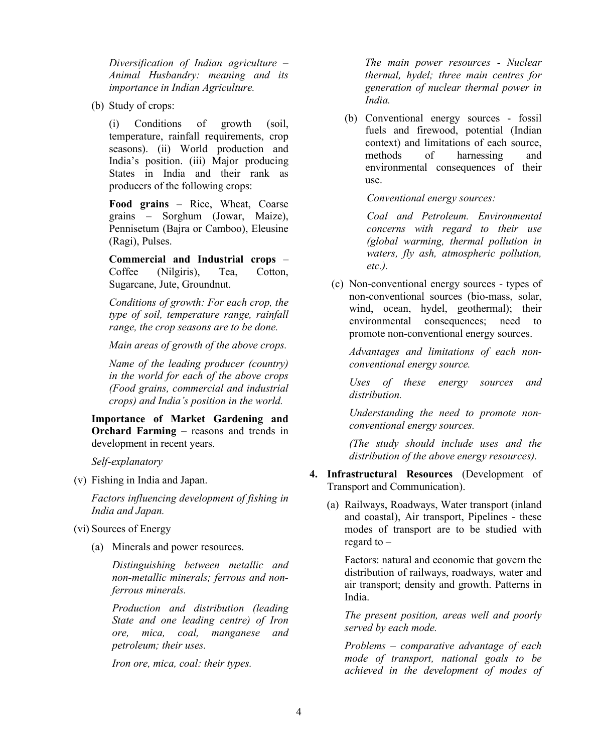*Diversification of Indian agriculture – Animal Husbandry: meaning and its importance in Indian Agriculture.*

(b) Study of crops:

(i) Conditions of growth (soil, temperature, rainfall requirements, crop seasons). (ii) World production and India's position. (iii) Major producing States in India and their rank as producers of the following crops:

**Food grains** – Rice, Wheat, Coarse grains – Sorghum (Jowar, Maize), Pennisetum (Bajra or Camboo), Eleusine (Ragi), Pulses.

**Commercial and Industrial crops** – Coffee (Nilgiris), Tea, Cotton, Sugarcane, Jute, Groundnut.

*Conditions of growth: For each crop, the type of soil, temperature range, rainfall range, the crop seasons are to be done.*

*Main areas of growth of the above crops.*

*Name of the leading producer (country) in the world for each of the above crops (Food grains, commercial and industrial crops) and India's position in the world.*

**Importance of Market Gardening and Orchard Farming –** reasons and trends in development in recent years.

*Self-explanatory*

(v) Fishing in India and Japan.

*Factors influencing development of fishing in India and Japan.*

(vi) Sources of Energy

(a) Minerals and power resources.

*Distinguishing between metallic and non-metallic minerals; ferrous and non-ferrous minerals.*

*Production and distribution (leading State and one leading centre) of Iron ore, mica, coal, manganese and petroleum; their uses.*

*Iron ore, mica, coal: their types.*

*The main power resources - Nuclear thermal, hydel; three main centres for generation of nuclear thermal power in India.*

(b) Conventional energy sources - fossil fuels and firewood, potential (Indian context) and limitations of each source, methods of harnessing and environmental consequences of their use.

*Conventional energy sources:*

*Coal and Petroleum. Environmental concerns with regard to their use (global warming, thermal pollution in waters, fly ash, atmospheric pollution, etc.).*

(c) Non-conventional energy sources - types of non-conventional sources (bio-mass, solar, wind, ocean, hydel, geothermal); their environmental consequences; need to promote non-conventional energy sources.

*Advantages and limitations of each non-conventional energy source.*

*Uses of these energy sources and distribution.*

*Understanding the need to promote non-conventional energy sources.*

*(The study should include uses and the distribution of the above energy resources).*

4. **Infrastructural Resources** (Development of Transport and Communication).

(a) Railways, Roadways, Water transport (inland and coastal), Air transport, Pipelines - these modes of transport are to be studied with regard to –

Factors: natural and economic that govern the distribution of railways, roadways, water and air transport; density and growth. Patterns in India.

*The present position, areas well and poorly served by each mode.*

*Problems – comparative advantage of each mode of transport, national goals to be achieved in the development of modes of*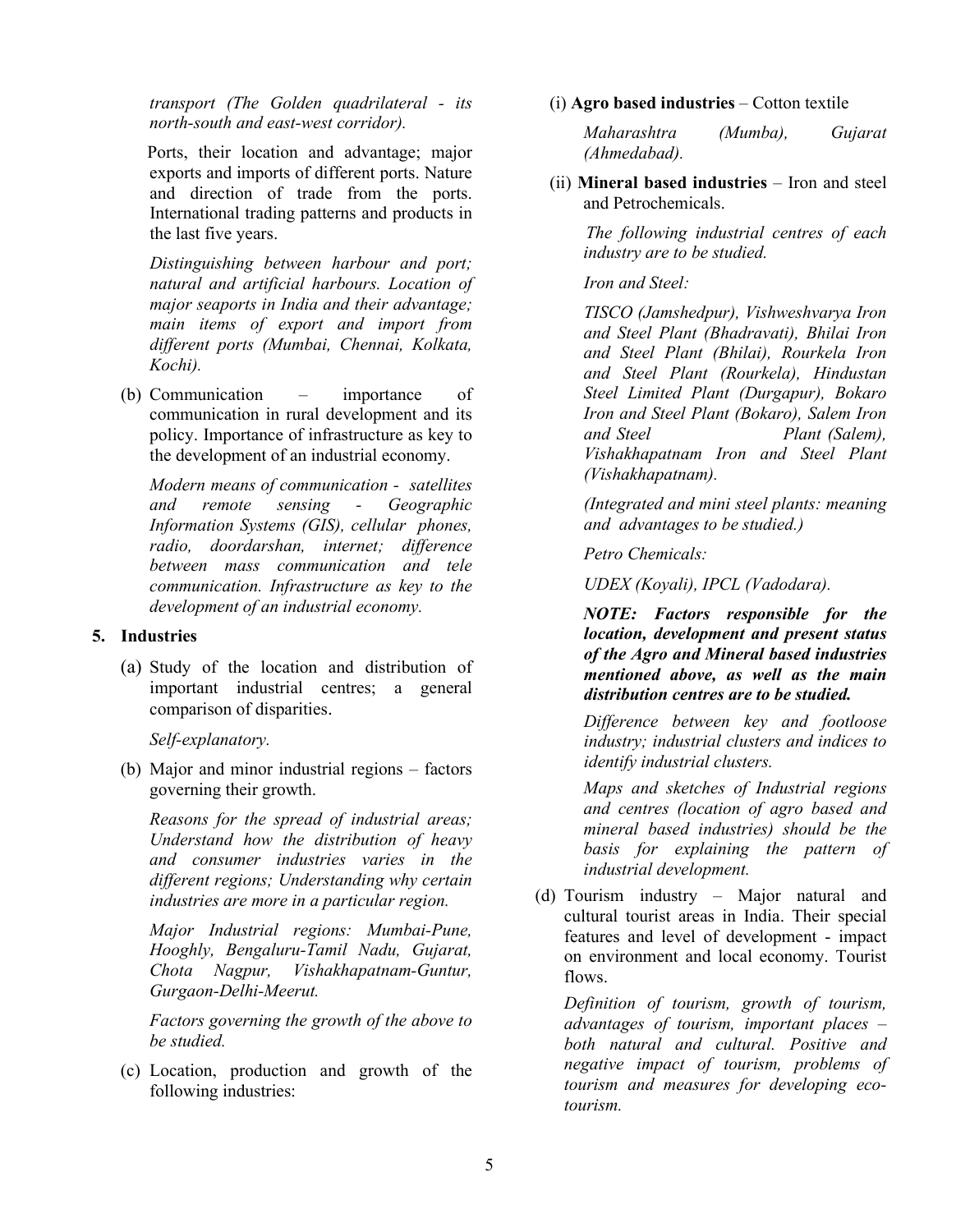*transport (The Golden quadrilateral - its north-south and east-west corridor).*

Ports, their location and advantage; major exports and imports of different ports. Nature and direction of trade from the ports. International trading patterns and products in the last five years.

*Distinguishing between harbour and port; natural and artificial harbours. Location of major seaports in India and their advantage; main items of export and import from different ports (Mumbai, Chennai, Kolkata, Kochi).*

(b) Communication – importance of communication in rural development and its policy. Importance of infrastructure as key to the development of an industrial economy.

*Modern means of communication - satellites and remote sensing - Geographic Information Systems (GIS), cellular phones, radio, doordarshan, internet; difference between mass communication and tele communication. Infrastructure as key to the development of an industrial economy.*

**5. Industries**

(a) Study of the location and distribution of important industrial centres; a general comparison of disparities.

*Self-explanatory.*

(b) Major and minor industrial regions – factors governing their growth.

*Reasons for the spread of industrial areas; Understand how the distribution of heavy and consumer industries varies in the different regions; Understanding why certain industries are more in a particular region.*

*Major Industrial regions: Mumbai-Pune, Hooghly, Bengaluru-Tamil Nadu, Gujarat, Chota Nagpur, Vishakhapatnam-Guntur, Gurgaon-Delhi-Meerut.*

*Factors governing the growth of the above to be studied.*

(c) Location, production and growth of the following industries:

(i) **Agro based industries** – Cotton textile

*Maharashtra (Mumba), Gujarat (Ahmedabad).*

(ii) **Mineral based industries** – Iron and steel and Petrochemicals.

*The following industrial centres of each industry are to be studied.*

*Iron and Steel:*

*TISCO (Jamshedpur), Vishweshvarya Iron and Steel Plant (Bhadravati), Bhilai Iron and Steel Plant (Bhilai), Rourkela Iron and Steel Plant (Rourkela), Hindustan Steel Limited Plant (Durgapur), Bokaro Iron and Steel Plant (Bokaro), Salem Iron and Steel Plant (Salem), Vishakhapatnam Iron and Steel Plant (Vishakhapatnam).*

*(Integrated and mini steel plants: meaning and advantages to be studied.)*

*Petro Chemicals:*

*UDEX (Koyali), IPCL (Vadodara).*

***NOTE: Factors responsible for the location, development and present status of the Agro and Mineral based industries mentioned above, as well as the main distribution centres are to be studied.***

*Difference between key and footloose industry; industrial clusters and indices to identify industrial clusters.*

*Maps and sketches of Industrial regions and centres (location of agro based and mineral based industries) should be the basis for explaining the pattern of industrial development.*

(d) Tourism industry – Major natural and cultural tourist areas in India. Their special features and level of development - impact on environment and local economy. Tourist flows.

*Definition of tourism, growth of tourism, advantages of tourism, important places – both natural and cultural. Positive and negative impact of tourism, problems of tourism and measures for developing eco-tourism.*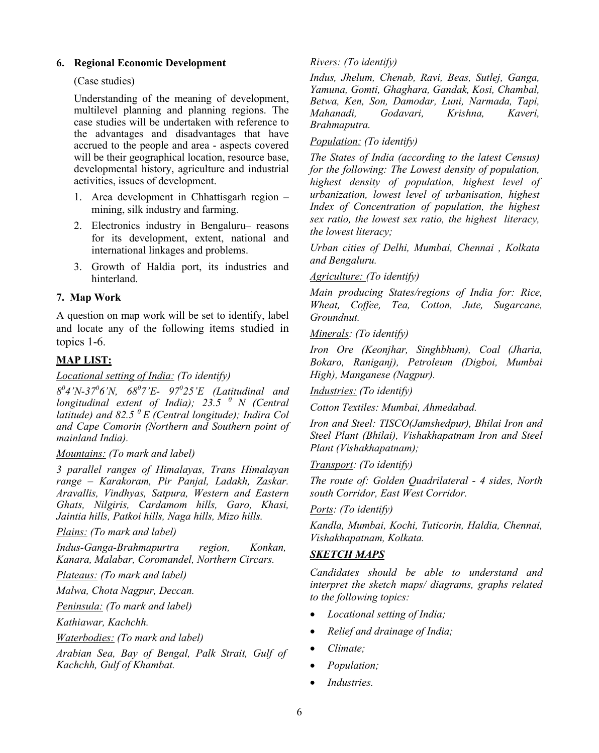**6. Regional Economic Development**

(Case studies)

Understanding of the meaning of development, multilevel planning and planning regions. The case studies will be undertaken with reference to the advantages and disadvantages that have accrued to the people and area - aspects covered will be their geographical location, resource base, developmental history, agriculture and industrial activities, issues of development.

1. Area development in Chhattisgarh region – mining, silk industry and farming.
2. Electronics industry in Bengaluru– reasons for its development, extent, national and international linkages and problems.
3. Growth of Haldia port, its industries and hinterland.

**7. Map Work**

A question on map work will be set to identify, label and locate any of the following items studied in topics 1-6.

**MAP LIST:**

*Locational setting of India: (To identify)*

*$8^0$4'N-$37^0$6'N, $68^0$7'E- $97^0$25'E (Latitudinal and longitudinal extent of India); 23.5 $^0$ N (Central latitude) and 82.5 $^0$ E (Central longitude); Indira Col and Cape Comorin (Northern and Southern point of mainland India).*

*Mountains: (To mark and label)*

*3 parallel ranges of Himalayas, Trans Himalayan range – Karakoram, Pir Panjal, Ladakh, Zaskar. Aravallis, Vindhyas, Satpura, Western and Eastern Ghats, Nilgiris, Cardamom hills, Garo, Khasi, Jaintia hills, Patkoi hills, Naga hills, Mizo hills.*

*Plains: (To mark and label)*

*Indus-Ganga-Brahmapurtra region, Konkan, Kanara, Malabar, Coromandel, Northern Circars.*

*Plateaus: (To mark and label)*

*Malwa, Chota Nagpur, Deccan.*

*Peninsula: (To mark and label)*

*Kathiawar, Kachchh.*

*Waterbodies: (To mark and label)*

*Arabian Sea, Bay of Bengal, Palk Strait, Gulf of Kachchh, Gulf of Khambat.*

*Rivers: (To identify)*

*Indus, Jhelum, Chenab, Ravi, Beas, Sutlej, Ganga, Yamuna, Gomti, Ghaghara, Gandak, Kosi, Chambal, Betwa, Ken, Son, Damodar, Luni, Narmada, Tapi, Mahanadi, Godavari, Krishna, Kaveri, Brahmaputra.*

*Population: (To identify)*

*The States of India (according to the latest Census) for the following: The Lowest density of population, highest density of population, highest level of urbanization, lowest level of urbanisation, highest Index of Concentration of population, the highest sex ratio, the lowest sex ratio, the highest literacy, the lowest literacy;*

*Urban cities of Delhi, Mumbai, Chennai , Kolkata and Bengaluru.*

*Agriculture: (To identify)*

*Main producing States/regions of India for: Rice, Wheat, Coffee, Tea, Cotton, Jute, Sugarcane, Groundnut.*

*Minerals: (To identify)*

*Iron Ore (Keonjhar, Singhbhum), Coal (Jharia, Bokaro, Raniganj), Petroleum (Digboi, Mumbai High), Manganese (Nagpur).*

*Industries: (To identify)*

*Cotton Textiles: Mumbai, Ahmedabad.*

*Iron and Steel: TISCO(Jamshedpur), Bhilai Iron and Steel Plant (Bhilai), Vishakhapatnam Iron and Steel Plant (Vishakhapatnam);*

*Transport: (To identify)*

*The route of: Golden Quadrilateral - 4 sides, North south Corridor, East West Corridor.*

*Ports: (To identify)*

*Kandla, Mumbai, Kochi, Tuticorin, Haldia, Chennai, Vishakhapatnam, Kolkata.*

***SKETCH MAPS***

*Candidates should be able to understand and interpret the sketch maps/ diagrams, graphs related to the following topics:*

- *Locational setting of India;*
- *Relief and drainage of India;*
- *Climate;*
- *Population;*
- *Industries.*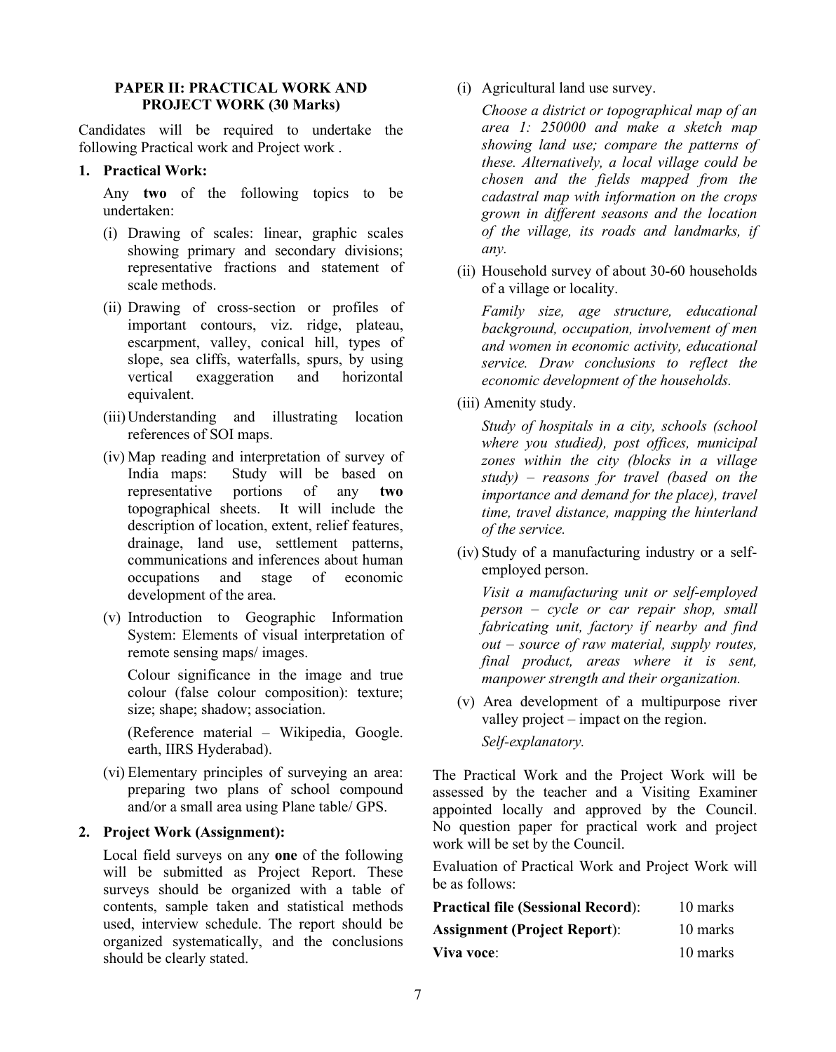### PAPER II: PRACTICAL WORK AND PROJECT WORK (30 Marks)

Candidates will be required to undertake the following Practical work and Project work .

**1. Practical Work:**

Any **two** of the following topics to be undertaken:

(i) Drawing of scales: linear, graphic scales showing primary and secondary divisions; representative fractions and statement of scale methods.

(ii) Drawing of cross-section or profiles of important contours, viz. ridge, plateau, escarpment, valley, conical hill, types of slope, sea cliffs, waterfalls, spurs, by using vertical exaggeration and horizontal equivalent.

(iii) Understanding and illustrating location references of SOI maps.

(iv) Map reading and interpretation of survey of India maps: Study will be based on representative portions of any **two** topographical sheets. It will include the description of location, extent, relief features, drainage, land use, settlement patterns, communications and inferences about human occupations and stage of economic development of the area.

(v) Introduction to Geographic Information System: Elements of visual interpretation of remote sensing maps/ images.

Colour significance in the image and true colour (false colour composition): texture; size; shape; shadow; association.

(Reference material – Wikipedia, Google. earth, IIRS Hyderabad).

(vi) Elementary principles of surveying an area: preparing two plans of school compound and/or a small area using Plane table/ GPS.

**2. Project Work (Assignment):**

Local field surveys on any **one** of the following will be submitted as Project Report. These surveys should be organized with a table of contents, sample taken and statistical methods used, interview schedule. The report should be organized systematically, and the conclusions should be clearly stated.

(i) Agricultural land use survey.

*Choose a district or topographical map of an area 1: 250000 and make a sketch map showing land use; compare the patterns of these. Alternatively, a local village could be chosen and the fields mapped from the cadastral map with information on the crops grown in different seasons and the location of the village, its roads and landmarks, if any.*

(ii) Household survey of about 30-60 households of a village or locality.

*Family size, age structure, educational background, occupation, involvement of men and women in economic activity, educational service. Draw conclusions to reflect the economic development of the households.*

(iii) Amenity study.

*Study of hospitals in a city, schools (school where you studied), post offices, municipal zones within the city (blocks in a village study) – reasons for travel (based on the importance and demand for the place), travel time, travel distance, mapping the hinterland of the service.*

(iv) Study of a manufacturing industry or a self-employed person.

*Visit a manufacturing unit or self-employed person – cycle or car repair shop, small fabricating unit, factory if nearby and find out – source of raw material, supply routes, final product, areas where it is sent, manpower strength and their organization.*

(v) Area development of a multipurpose river valley project – impact on the region.

*Self-explanatory.*

The Practical Work and the Project Work will be assessed by the teacher and a Visiting Examiner appointed locally and approved by the Council. No question paper for practical work and project work will be set by the Council.

Evaluation of Practical Work and Project Work will be as follows:

| | |
|---|---|
| **Practical file (Sessional Record)**: | 10 marks |
| **Assignment (Project Report)**: | 10 marks |
| **Viva voce**: | 10 marks |